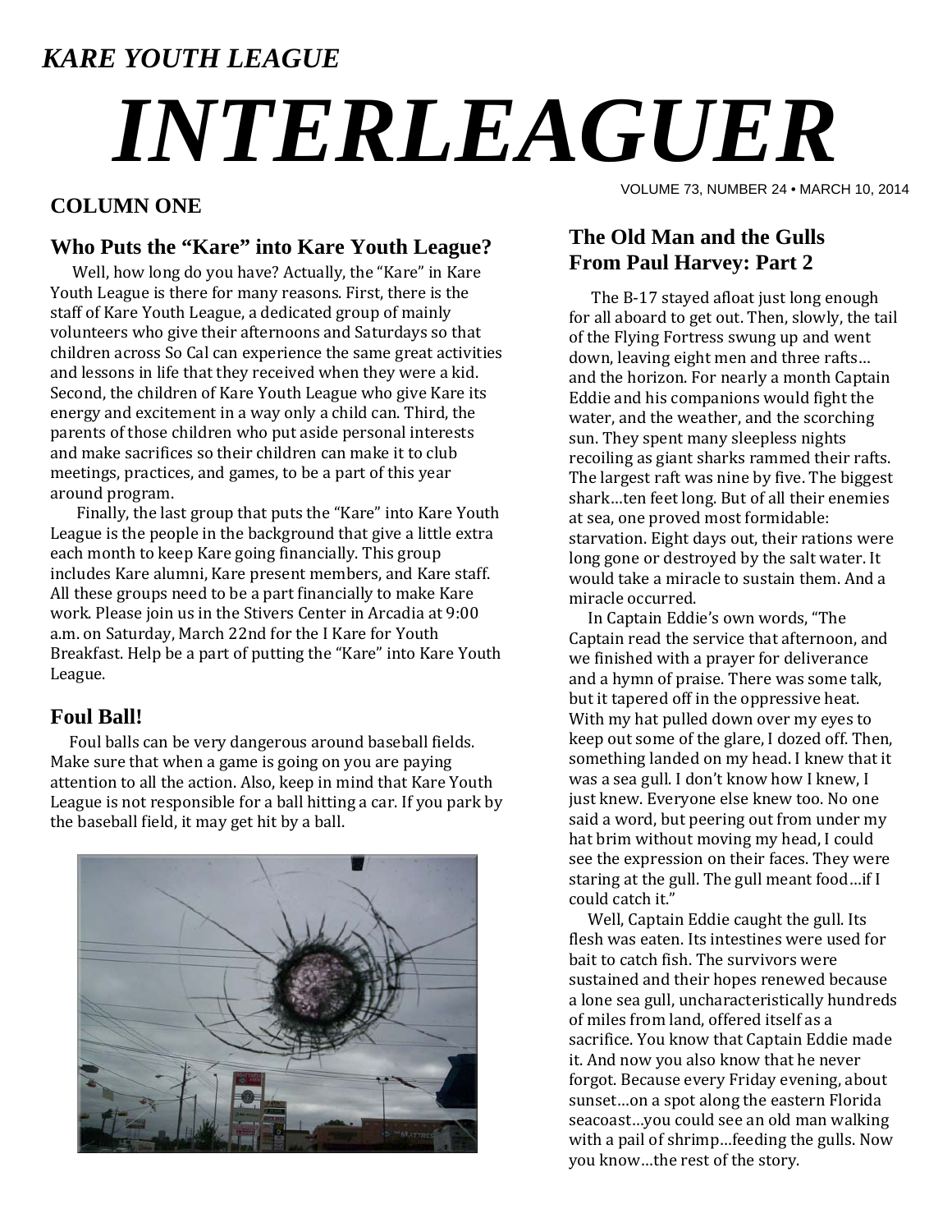*KARE YOUTH LEAGUE*

# *INTERLEAGUER*

VOLUME 73, NUMBER 24 • MARCH 10, 2014

## COLUMN ONE

### Who Puts the "Kare" into Kare Youth League?

Well, how long do you have? Actually, the "Kare" in Kare Youth League is there for many reasons. First, there is the staff of Kare Youth League, a dedicated group of mainly volunteers who give their afternoons and Saturdays so that children across So Cal can experience the same great activities and lessons in life that they received when they were a kid. Second, the children of Kare Youth League who give Kare its energy and excitement in a way only a child can. Third, the parents of those children who put aside personal interests and make sacrifices so their children can make it to club meetings, practices, and games, to be a part of this year around program.

Finally, the last group that puts the "Kare" into Kare Youth League is the people in the background that give a little extra each month to keep Kare going financially. This group includes Kare alumni, Kare present members, and Kare staff. All these groups need to be a part financially to make Kare work. Please join us in the Stivers Center in Arcadia at 9:00 a.m. on Saturday, March 22nd for the I Kare for Youth Breakfast. Help be a part of putting the "Kare" into Kare Youth League.

### Foul Ball!

Foul balls can be very dangerous around baseball fields. Make sure that when a game is going on you are paying attention to all the action. Also, keep in mind that Kare Youth League is not responsible for a ball hitting a car. If you park by the baseball field, it may get hit by a ball.

### The Old Man and the Gulls From Paul Harvey: Part 2

The B-17 stayed afloat just long enough for all aboard to get out. Then, slowly, the tail of the Flying Fortress swung up and went down, leaving eight men and three rafts…and the horizon. For nearly a month Captain Eddie and his companions would fight the water, and the weather, and the scorching sun. They spent many sleepless nights recoiling as giant sharks rammed their rafts. The largest raft was nine by five. The biggest shark…ten feet long. But of all their enemies at sea, one proved most formidable: starvation. Eight days out, their rations were long gone or destroyed by the salt water. It would take a miracle to sustain them. And a miracle occurred.

In Captain Eddie's own words, "The Captain read the service that afternoon, and we finished with a prayer for deliverance and a hymn of praise. There was some talk, but it tapered off in the oppressive heat. With my hat pulled down over my eyes to keep out some of the glare, I dozed off. Then, something landed on my head. I knew that it was a sea gull. I don't know how I knew, I just knew. Everyone else knew too. No one said a word, but peering out from under my hat brim without moving my head, I could see the expression on their faces. They were staring at the gull. The gull meant food…if I could catch it."

Well, Captain Eddie caught the gull. Its flesh was eaten. Its intestines were used for bait to catch fish. The survivors were sustained and their hopes renewed because a lone sea gull, uncharacteristically hundreds of miles from land, offered itself as a sacrifice. You know that Captain Eddie made it. And now you also know that he never forgot. Because every Friday evening, about sunset…on a spot along the eastern Florida seacoast…you could see an old man walking with a pail of shrimp…feeding the gulls. Now you know…the rest of the story.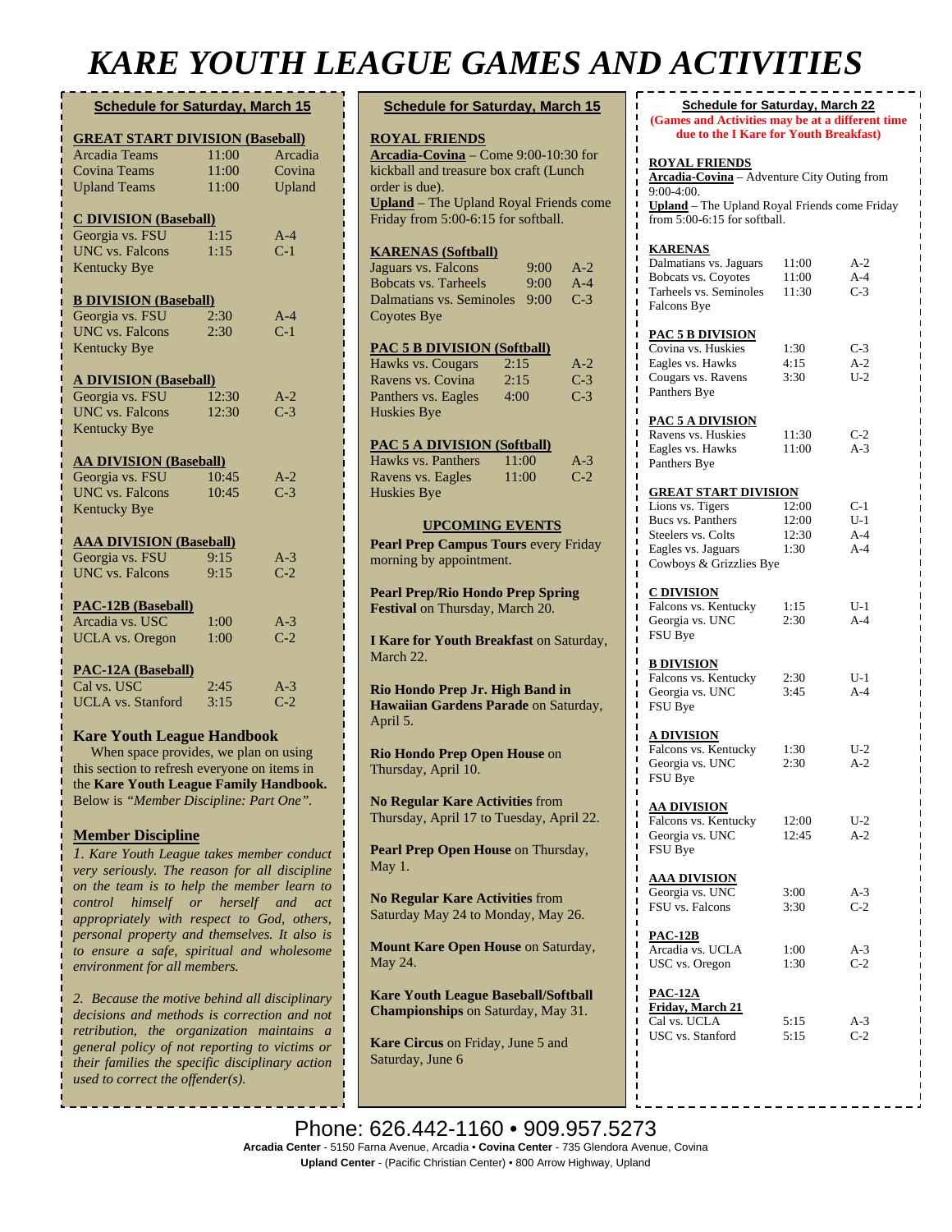# KARE YOUTH LEAGUE GAMES AND ACTIVITIES

## Schedule for Saturday, March 15

**GREAT START DIVISION (Baseball)**

| | | |
|---|---|---|
| Arcadia Teams | 11:00 | Arcadia |
| Covina Teams | 11:00 | Covina |
| Upland Teams | 11:00 | Upland |

**C DIVISION (Baseball)**

| | | |
|---|---|---|
| Georgia vs. FSU | 1:15 | A-4 |
| UNC vs. Falcons | 1:15 | C-1 |
| Kentucky Bye | | |

**B DIVISION (Baseball)**

| | | |
|---|---|---|
| Georgia vs. FSU | 2:30 | A-4 |
| UNC vs. Falcons | 2:30 | C-1 |
| Kentucky Bye | | |

**A DIVISION (Baseball)**

| | | |
|---|---|---|
| Georgia vs. FSU | 12:30 | A-2 |
| UNC vs. Falcons | 12:30 | C-3 |
| Kentucky Bye | | |

**AA DIVISION (Baseball)**

| | | |
|---|---|---|
| Georgia vs. FSU | 10:45 | A-2 |
| UNC vs. Falcons | 10:45 | C-3 |
| Kentucky Bye | | |

**AAA DIVISION (Baseball)**

| | | |
|---|---|---|
| Georgia vs. FSU | 9:15 | A-3 |
| UNC vs. Falcons | 9:15 | C-2 |

**PAC-12B (Baseball)**

| | | |
|---|---|---|
| Arcadia vs. USC | 1:00 | A-3 |
| UCLA vs. Oregon | 1:00 | C-2 |

**PAC-12A (Baseball)**

| | | |
|---|---|---|
| Cal vs. USC | 2:45 | A-3 |
| UCLA vs. Stanford | 3:15 | C-2 |

### Kare Youth League Handbook

When space provides, we plan on using this section to refresh everyone on items in the **Kare Youth League Family Handbook.** Below is *"Member Discipline: Part One".*

### Member Discipline

*1. Kare Youth League takes member conduct very seriously. The reason for all discipline on the team is to help the member learn to control himself or herself and act appropriately with respect to God, others, personal property and themselves. It also is to ensure a safe, spiritual and wholesome environment for all members.*

*2. Because the motive behind all disciplinary decisions and methods is correction and not retribution, the organization maintains a general policy of not reporting to victims or their families the specific disciplinary action used to correct the offender(s).*

## Schedule for Saturday, March 15

**ROYAL FRIENDS**

**Arcadia-Covina** – Come 9:00-10:30 for kickball and treasure box craft (Lunch order is due).

**Upland** – The Upland Royal Friends come Friday from 5:00-6:15 for softball.

**KARENAS (Softball)**

| | | |
|---|---|---|
| Jaguars vs. Falcons | 9:00 | A-2 |
| Bobcats vs. Tarheels | 9:00 | A-4 |
| Dalmatians vs. Seminoles | 9:00 | C-3 |
| Coyotes Bye | | |

**PAC 5 B DIVISION (Softball)**

| | | |
|---|---|---|
| Hawks vs. Cougars | 2:15 | A-2 |
| Ravens vs. Covina | 2:15 | C-3 |
| Panthers vs. Eagles | 4:00 | C-3 |
| Huskies Bye | | |

**PAC 5 A DIVISION (Softball)**

| | | |
|---|---|---|
| Hawks vs. Panthers | 11:00 | A-3 |
| Ravens vs. Eagles | 11:00 | C-2 |
| Huskies Bye | | |

### UPCOMING EVENTS

**Pearl Prep Campus Tours** every Friday morning by appointment.

**Pearl Prep/Rio Hondo Prep Spring Festival** on Thursday, March 20.

**I Kare for Youth Breakfast** on Saturday, March 22.

**Rio Hondo Prep Jr. High Band in Hawaiian Gardens Parade** on Saturday, April 5.

**Rio Hondo Prep Open House** on Thursday, April 10.

**No Regular Kare Activities** from Thursday, April 17 to Tuesday, April 22.

**Pearl Prep Open House** on Thursday, May 1.

**No Regular Kare Activities** from Saturday May 24 to Monday, May 26.

**Mount Kare Open House** on Saturday, May 24.

**Kare Youth League Baseball/Softball Championships** on Saturday, May 31.

**Kare Circus** on Friday, June 5 and Saturday, June 6

## Schedule for Saturday, March 22

**(Games and Activities may be at a different time due to the I Kare for Youth Breakfast)**

**ROYAL FRIENDS**

**Arcadia-Covina** – Adventure City Outing from 9:00-4:00.

**Upland** – The Upland Royal Friends come Friday from 5:00-6:15 for softball.

**KARENAS**

| | | |
|---|---|---|
| Dalmatians vs. Jaguars | 11:00 | A-2 |
| Bobcats vs. Coyotes | 11:00 | A-4 |
| Tarheels vs. Seminoles | 11:30 | C-3 |
| Falcons Bye | | |

**PAC 5 B DIVISION**

| | | |
|---|---|---|
| Covina vs. Huskies | 1:30 | C-3 |
| Eagles vs. Hawks | 4:15 | A-2 |
| Cougars vs. Ravens | 3:30 | U-2 |
| Panthers Bye | | |

**PAC 5 A DIVISION**

| | | |
|---|---|---|
| Ravens vs. Huskies | 11:30 | C-2 |
| Eagles vs. Hawks | 11:00 | A-3 |
| Panthers Bye | | |

**GREAT START DIVISION**

| | | |
|---|---|---|
| Lions vs. Tigers | 12:00 | C-1 |
| Bucs vs. Panthers | 12:00 | U-1 |
| Steelers vs. Colts | 12:30 | A-4 |
| Eagles vs. Jaguars | 1:30 | A-4 |
| Cowboys & Grizzlies Bye | | |

**C DIVISION**

| | | |
|---|---|---|
| Falcons vs. Kentucky | 1:15 | U-1 |
| Georgia vs. UNC | 2:30 | A-4 |
| FSU Bye | | |

**B DIVISION**

| | | |
|---|---|---|
| Falcons vs. Kentucky | 2:30 | U-1 |
| Georgia vs. UNC | 3:45 | A-4 |
| FSU Bye | | |

**A DIVISION**

| | | |
|---|---|---|
| Falcons vs. Kentucky | 1:30 | U-2 |
| Georgia vs. UNC | 2:30 | A-2 |
| FSU Bye | | |

**AA DIVISION**

| | | |
|---|---|---|
| Falcons vs. Kentucky | 12:00 | U-2 |
| Georgia vs. UNC | 12:45 | A-2 |
| FSU Bye | | |

**AAA DIVISION**

| | | |
|---|---|---|
| Georgia vs. UNC | 3:00 | A-3 |
| FSU vs. Falcons | 3:30 | C-2 |

**PAC-12B**

| | | |
|---|---|---|
| Arcadia vs. UCLA | 1:00 | A-3 |
| USC vs. Oregon | 1:30 | C-2 |

**PAC-12A**

**Friday, March 21**

| | | |
|---|---|---|
| Cal vs. UCLA | 5:15 | A-3 |
| USC vs. Stanford | 5:15 | C-2 |

Phone: 626.442-1160 • 909.957.5273

**Arcadia Center** - 5150 Farna Avenue, Arcadia • **Covina Center** - 735 Glendora Avenue, Covina

**Upland Center** - (Pacific Christian Center) • 800 Arrow Highway, Upland